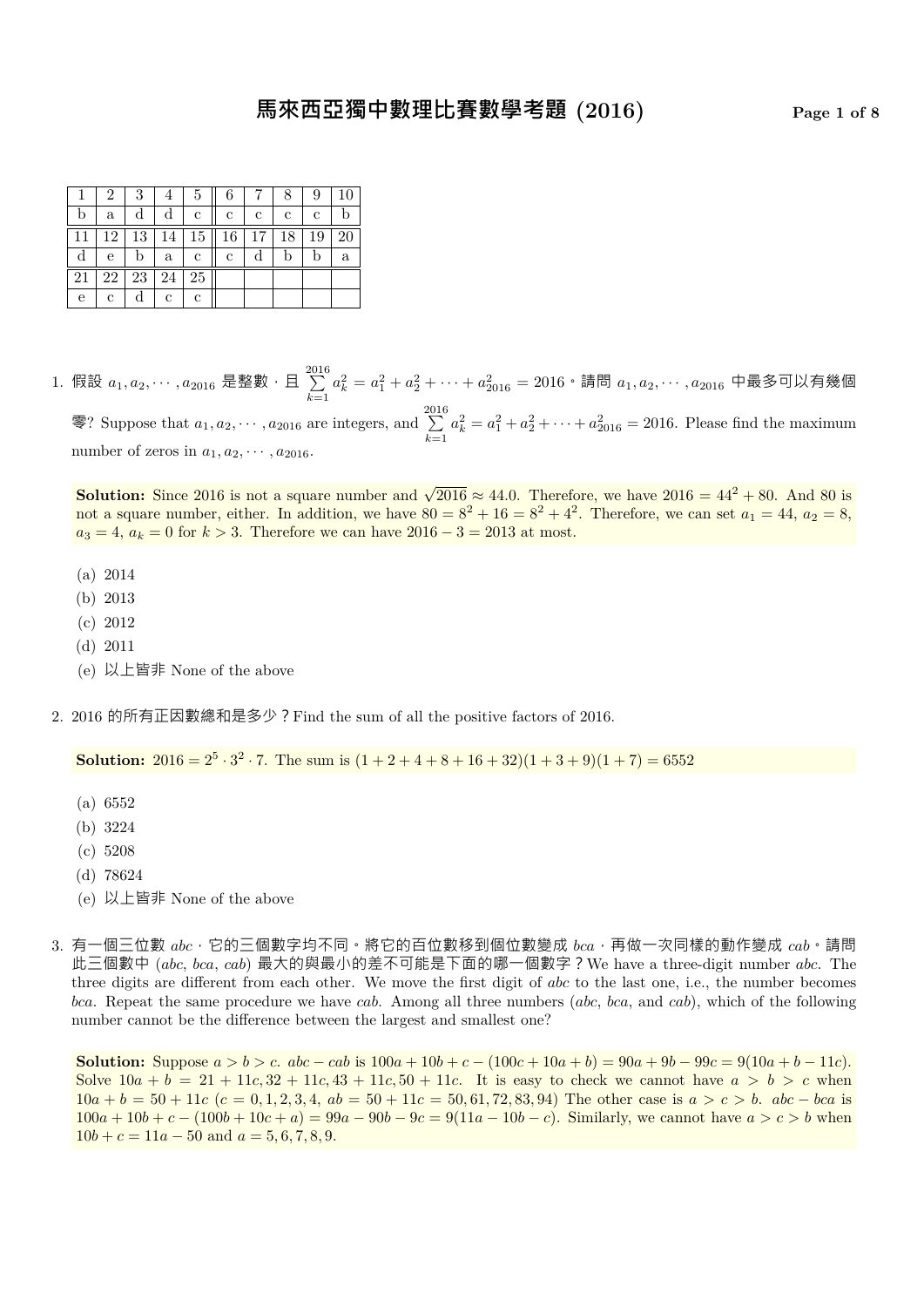# 馬來西亞獨中數理比賽數學考題 (2016)

| 1 | 2 | 3 | 4 | 5 | 6 | 7 | 8 | 9 | 10 |
|---|---|---|---|---|---|---|---|---|---|
| b | a | d | d | c | c | c | c | c | b |
| 11 | 12 | 13 | 14 | 15 | 16 | 17 | 18 | 19 | 20 |
| d | e | b | a | c | c | d | b | b | a |
| 21 | 22 | 23 | 24 | 25 | | | | | |
| e | c | d | c | c | | | | | |

1. 假設 $a_1, a_2, \cdots, a_{2016}$ 是整數，且 $\sum_{k=1}^{2016} a_k^2 = a_1^2 + a_2^2 + \cdots + a_{2016}^2 = 2016$。請問 $a_1, a_2, \cdots, a_{2016}$ 中最多可以有幾個零? Suppose that $a_1, a_2, \cdots, a_{2016}$ are integers, and $\sum_{k=1}^{2016} a_k^2 = a_1^2 + a_2^2 + \cdots + a_{2016}^2 = 2016$. Please find the maximum number of zeros in $a_1, a_2, \cdots, a_{2016}$.

**Solution:** Since 2016 is not a square number and $\sqrt{2016} \approx 44.0$. Therefore, we have $2016 = 44^2 + 80$. And 80 is not a square number, either. In addition, we have $80 = 8^2 + 16 = 8^2 + 4^2$. Therefore, we can set $a_1 = 44$, $a_2 = 8$, $a_3 = 4$, $a_k = 0$ for $k > 3$. Therefore we can have $2016 - 3 = 2013$ at most.

(a) 2014
(b) 2013
(c) 2012
(d) 2011
(e) 以上皆非 None of the above

2. 2016 的所有正因數總和是多少？Find the sum of all the positive factors of 2016.

**Solution:** $2016 = 2^5 \cdot 3^2 \cdot 7$. The sum is $(1+2+4+8+16+32)(1+3+9)(1+7) = 6552$

(a) 6552
(b) 3224
(c) 5208
(d) 78624
(e) 以上皆非 None of the above

3. 有一個三位數 $abc$，它的三個數字均不同。將它的百位數移到個位數變成 $bca$，再做一次同樣的動作變成 $cab$。請問此三個數中 ($abc$, $bca$, $cab$) 最大的與最小的差不可能是下面的哪一個數字？We have a three-digit number $abc$. The three digits are different from each other. We move the first digit of $abc$ to the last one, i.e., the number becomes $bca$. Repeat the same procedure we have $cab$. Among all three numbers ($abc$, $bca$, and $cab$), which of the following number cannot be the difference between the largest and smallest one?

**Solution:** Suppose $a > b > c$. $abc - cab$ is $100a + 10b + c - (100c + 10a + b) = 90a + 9b - 99c = 9(10a + b - 11c)$. Solve $10a + b = 21 + 11c, 32 + 11c, 43 + 11c, 50 + 11c$. It is easy to check we cannot have $a > b > c$ when $10a + b = 50 + 11c$ ($c = 0, 1, 2, 3, 4$, $ab = 50 + 11c = 50, 61, 72, 83, 94$) The other case is $a > c > b$. $abc - bca$ is $100a + 10b + c - (100b + 10c + a) = 99a - 90b - 9c = 9(11a - 10b - c)$. Similarly, we cannot have $a > c > b$ when $10b + c = 11a - 50$ and $a = 5, 6, 7, 8, 9$.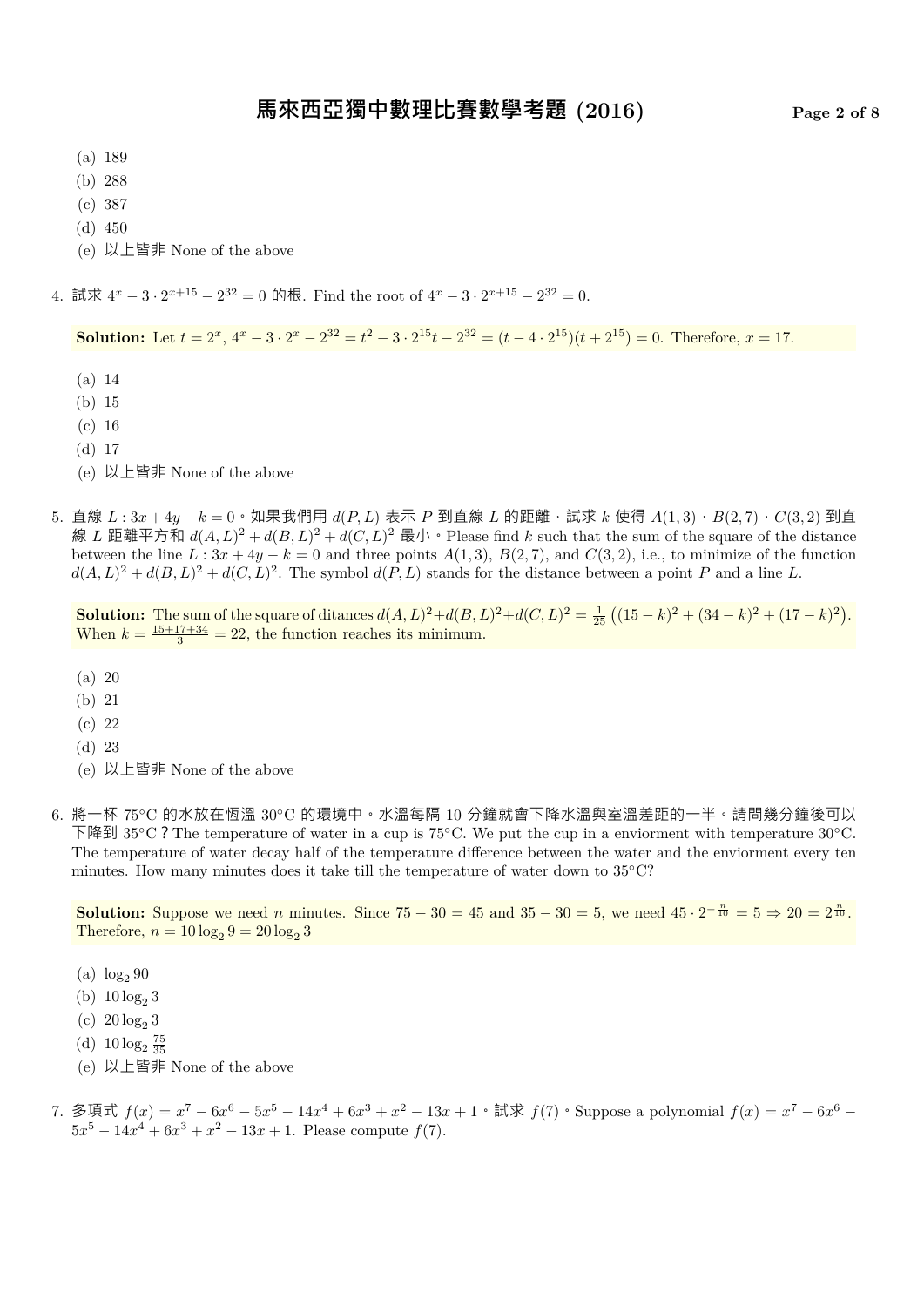(a) 189
(b) 288
(c) 387
(d) 450
(e) 以上皆非 None of the above

4. 試求 $4^x - 3 \cdot 2^{x+15} - 2^{32} = 0$ 的根. Find the root of $4^x - 3 \cdot 2^{x+15} - 2^{32} = 0$.

**Solution:** Let $t = 2^x$, $4^x - 3 \cdot 2^x - 2^{32} = t^2 - 3 \cdot 2^{15} t - 2^{32} = (t - 4 \cdot 2^{15})(t + 2^{15}) = 0$. Therefore, $x = 17$.

(a) 14
(b) 15
(c) 16
(d) 17
(e) 以上皆非 None of the above

5. 直線 $L : 3x + 4y - k = 0$。如果我們用 $d(P, L)$ 表示 $P$ 到直線 $L$ 的距離，試求 $k$ 使得 $A(1, 3)$，$B(2, 7)$，$C(3, 2)$ 到直線 $L$ 距離平方和 $d(A, L)^2 + d(B, L)^2 + d(C, L)^2$ 最小。Please find $k$ such that the sum of the square of the distance between the line $L : 3x + 4y - k = 0$ and three points $A(1, 3)$, $B(2, 7)$, and $C(3, 2)$, i.e., to minimize of the function $d(A, L)^2 + d(B, L)^2 + d(C, L)^2$. The symbol $d(P, L)$ stands for the distance between a point $P$ and a line $L$.

**Solution:** The sum of the square of ditances $d(A, L)^2 + d(B, L)^2 + d(C, L)^2 = \frac{1}{25}\left((15 - k)^2 + (34 - k)^2 + (17 - k)^2\right)$. When $k = \frac{15+17+34}{3} = 22$, the function reaches its minimum.

(a) 20
(b) 21
(c) 22
(d) 23
(e) 以上皆非 None of the above

6. 將一杯 75°C 的水放在恆溫 30°C 的環境中。水溫每隔 10 分鐘就會下降水溫與室溫差距的一半。請問幾分鐘後可以下降到 35°C？The temperature of water in a cup is 75°C. We put the cup in a enviorment with temperature 30°C. The temperature of water decay half of the temperature difference between the water and the enviorment every ten minutes. How many minutes does it take till the temperature of water down to 35°C?

**Solution:** Suppose we need $n$ minutes. Since $75 - 30 = 45$ and $35 - 30 = 5$, we need $45 \cdot 2^{-\frac{n}{10}} = 5 \Rightarrow 20 = 2^{\frac{n}{10}}$. Therefore, $n = 10 \log_2 9 = 20 \log_2 3$

(a) $\log_2 90$
(b) $10 \log_2 3$
(c) $20 \log_2 3$
(d) $10 \log_2 \frac{75}{35}$
(e) 以上皆非 None of the above

7. 多項式 $f(x) = x^7 - 6x^6 - 5x^5 - 14x^4 + 6x^3 + x^2 - 13x + 1$。試求 $f(7)$。Suppose a polynomial $f(x) = x^7 - 6x^6 - 5x^5 - 14x^4 + 6x^3 + x^2 - 13x + 1$. Please compute $f(7)$.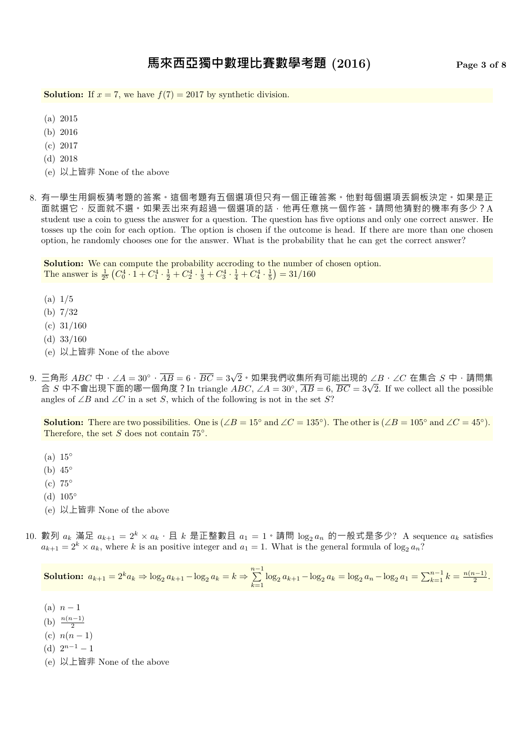**Solution:** If $x = 7$, we have $f(7) = 2017$ by synthetic division.

(a) 2015
(b) 2016
(c) 2017
(d) 2018
(e) 以上皆非 None of the above

8. 有一學生用銅板猜考題的答案。這個考題有五個選項但只有一個正確答案。他對每個選項丟銅板決定。如果是正面就選它，反面就不選。如果丟出來有超過一個選項的話，他再任意挑一個作答。請問他猜對的機率有多少？A student use a coin to guess the answer for a question. The question has five options and only one correct answer. He tosses up the coin for each option. The option is chosen if the outcome is head. If there are more than one chosen option, he randomly chooses one for the answer. What is the probability that he can get the correct answer?

**Solution:** We can compute the probability accroding to the number of chosen option.
The answer is $\frac{1}{2^5}\left(C_0^4 \cdot 1 + C_1^4 \cdot \frac{1}{2} + C_2^4 \cdot \frac{1}{3} + C_3^4 \cdot \frac{1}{4} + C_4^4 \cdot \frac{1}{5}\right) = 31/160$

(a) 1/5
(b) 7/32
(c) 31/160
(d) 33/160
(e) 以上皆非 None of the above

9. 三角形 $ABC$ 中，$\angle A = 30^\circ$，$\overline{AB} = 6$，$\overline{BC} = 3\sqrt{2}$。如果我們收集所有可能出現的 $\angle B$，$\angle C$ 在集合 $S$ 中，請問集合 $S$ 中不會出現下面的哪一個角度？In triangle $ABC$, $\angle A = 30^\circ$, $\overline{AB} = 6$, $\overline{BC} = 3\sqrt{2}$. If we collect all the possible angles of $\angle B$ and $\angle C$ in a set $S$, which of the following is not in the set $S$?

**Solution:** There are two possibilities. One is ($\angle B = 15^\circ$ and $\angle C = 135^\circ$). The other is ($\angle B = 105^\circ$ and $\angle C = 45^\circ$). Therefore, the set $S$ does not contain $75^\circ$.

(a) $15^\circ$
(b) $45^\circ$
(c) $75^\circ$
(d) $105^\circ$
(e) 以上皆非 None of the above

10. 數列 $a_k$ 滿足 $a_{k+1} = 2^k \times a_k$，且 $k$ 是正整數且 $a_1 = 1$。請問 $\log_2 a_n$ 的一般式是多少? A sequence $a_k$ satisfies $a_{k+1} = 2^k \times a_k$, where $k$ is an positive integer and $a_1 = 1$. What is the general formula of $\log_2 a_n$?

**Solution:** $a_{k+1} = 2^k a_k \Rightarrow \log_2 a_{k+1} - \log_2 a_k = k \Rightarrow \sum_{k=1}^{n-1} \log_2 a_{k+1} - \log_2 a_k = \log_2 a_n - \log_2 a_1 = \sum_{k=1}^{n-1} k = \frac{n(n-1)}{2}$.

(a) $n - 1$
(b) $\frac{n(n-1)}{2}$
(c) $n(n-1)$
(d) $2^{n-1} - 1$
(e) 以上皆非 None of the above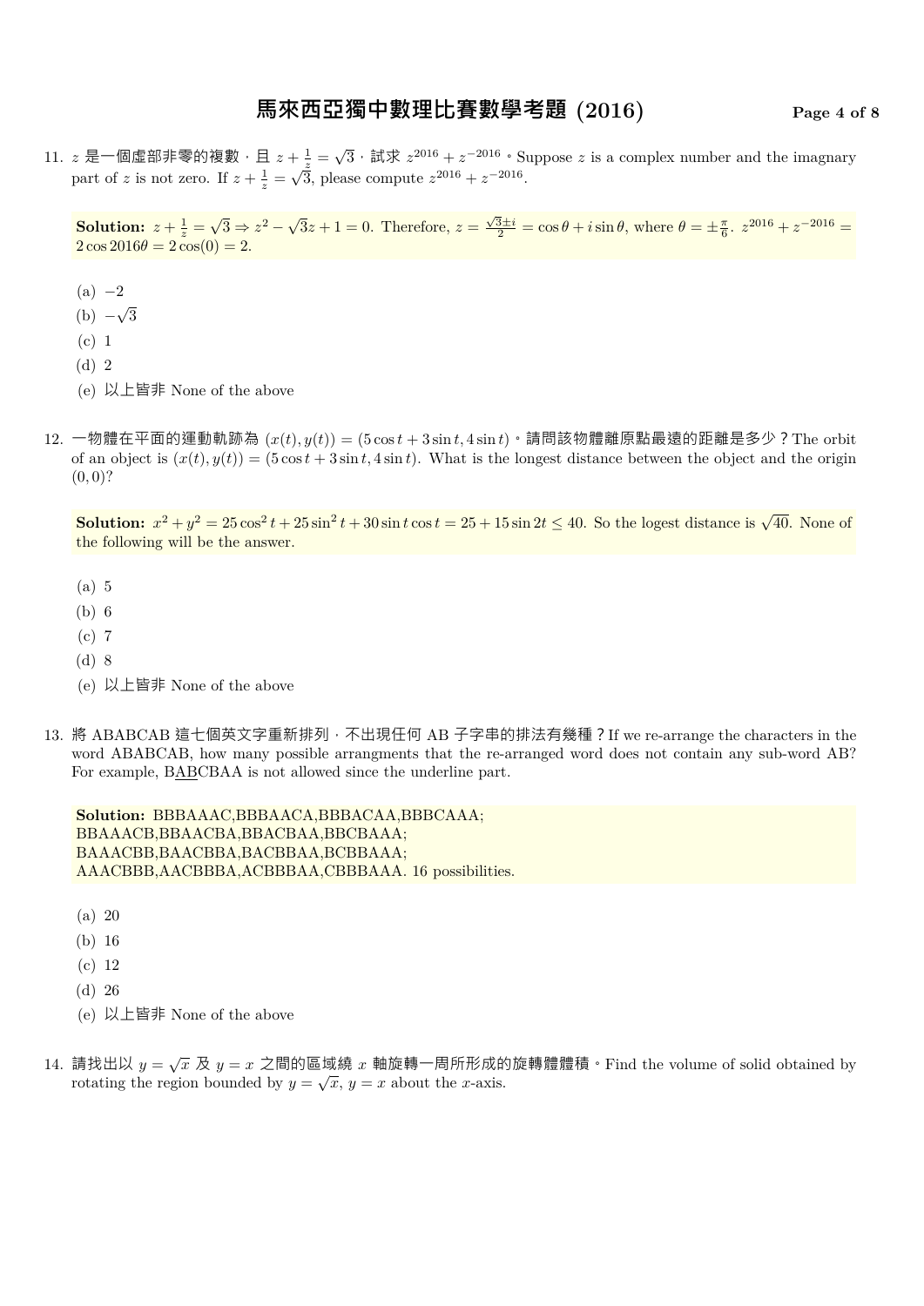11. $z$ 是一個虛部非零的複數，且 $z + \frac{1}{z} = \sqrt{3}$，試求 $z^{2016} + z^{-2016}$。Suppose $z$ is a complex number and the imagnary part of $z$ is not zero. If $z + \frac{1}{z} = \sqrt{3}$, please compute $z^{2016} + z^{-2016}$.

> **Solution:** $z + \frac{1}{z} = \sqrt{3} \Rightarrow z^2 - \sqrt{3}z + 1 = 0$. Therefore, $z = \frac{\sqrt{3} \pm i}{2} = \cos\theta + i\sin\theta$, where $\theta = \pm\frac{\pi}{6}$. $z^{2016} + z^{-2016} = 2\cos 2016\theta = 2\cos(0) = 2$.

(a) $-2$
(b) $-\sqrt{3}$
(c) 1
(d) 2
(e) 以上皆非 None of the above

12. 一物體在平面的運動軌跡為 $(x(t), y(t)) = (5\cos t + 3\sin t, 4\sin t)$。請問該物體離原點最遠的距離是多少？The orbit of an object is $(x(t), y(t)) = (5\cos t + 3\sin t, 4\sin t)$. What is the longest distance between the object and the origin $(0, 0)$?

> **Solution:** $x^2 + y^2 = 25\cos^2 t + 25\sin^2 t + 30\sin t\cos t = 25 + 15\sin 2t \leq 40$. So the logest distance is $\sqrt{40}$. None of the following will be the answer.

(a) 5
(b) 6
(c) 7
(d) 8
(e) 以上皆非 None of the above

13. 將 ABABCAB 這七個英文字重新排列，不出現任何 AB 子字串的排法有幾種？If we re-arrange the characters in the word ABABCAB, how many possible arrangments that the re-arranged word does not contain any sub-word AB? For example, B<u>AB</u>CBAA is not allowed since the underline part.

> **Solution:** BBBAAAC,BBBAACA,BBBACAA,BBBCAAA;
> BBAAACB,BBAACBA,BBACBAA,BBCBAAA;
> BAAACBB,BAACBBA,BACBBAA,BCBBAAA;
> AAACBBB,AACBBBA,ACBBBAA,CBBBAAA. 16 possibilities.

(a) 20
(b) 16
(c) 12
(d) 26
(e) 以上皆非 None of the above

14. 請找出以 $y = \sqrt{x}$ 及 $y = x$ 之間的區域繞 $x$ 軸旋轉一周所形成的旋轉體體積。Find the volume of solid obtained by rotating the region bounded by $y = \sqrt{x}$, $y = x$ about the $x$-axis.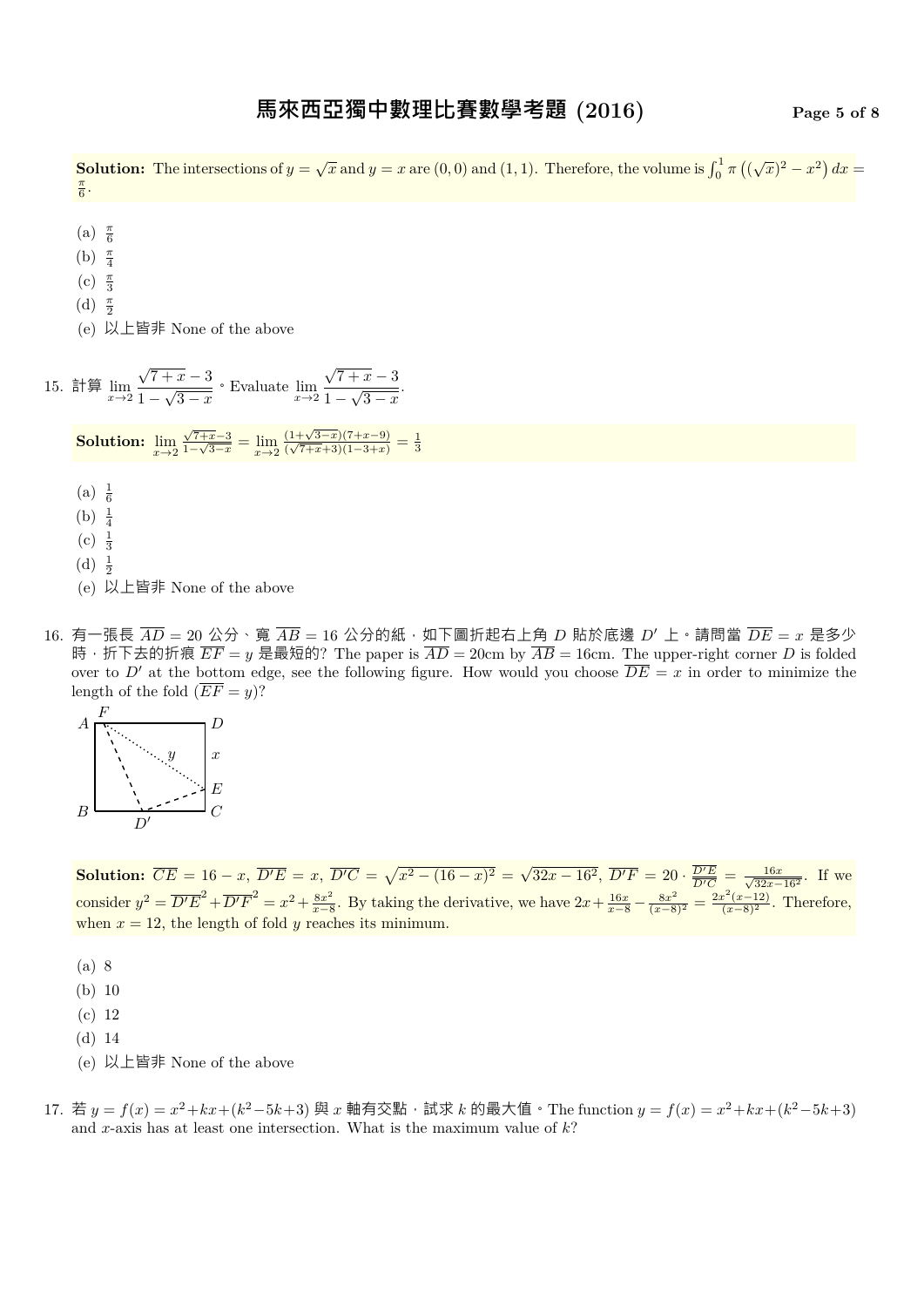**Solution:** The intersections of $y = \sqrt{x}$ and $y = x$ are $(0,0)$ and $(1,1)$. Therefore, the volume is $\int_0^1 \pi \left((\sqrt{x})^2 - x^2\right) dx = \frac{\pi}{6}$.

(a) $\frac{\pi}{6}$
(b) $\frac{\pi}{4}$
(c) $\frac{\pi}{3}$
(d) $\frac{\pi}{2}$
(e) 以上皆非 None of the above

15. 計算 $\lim_{x\to 2} \dfrac{\sqrt{7+x}-3}{1-\sqrt{3-x}}$。Evaluate $\lim_{x\to 2} \dfrac{\sqrt{7+x}-3}{1-\sqrt{3-x}}$.

**Solution:** $\lim_{x\to 2} \frac{\sqrt{7+x}-3}{1-\sqrt{3-x}} = \lim_{x\to 2} \frac{(1+\sqrt{3-x})(7+x-9)}{(\sqrt{7+x}+3)(1-3+x)} = \frac{1}{3}$

(a) $\frac{1}{6}$
(b) $\frac{1}{4}$
(c) $\frac{1}{3}$
(d) $\frac{1}{2}$
(e) 以上皆非 None of the above

16. 有一張長 $\overline{AD} = 20$ 公分、寬 $\overline{AB} = 16$ 公分的紙，如下圖折起右上角 $D$ 貼於底邊 $D'$ 上。請問當 $\overline{DE} = x$ 是多少時，折下去的折痕 $\overline{EF} = y$ 是最短的? The paper is $\overline{AD} = 20$cm by $\overline{AB} = 16$cm. The upper-right corner $D$ is folded over to $D'$ at the bottom edge, see the following figure. How would you choose $\overline{DE} = x$ in order to minimize the length of the fold ($\overline{EF} = y$)?

**Solution:** $\overline{CE} = 16 - x$, $\overline{D'E} = x$, $\overline{D'C} = \sqrt{x^2 - (16-x)^2} = \sqrt{32x - 16^2}$, $\overline{D'F} = 20 \cdot \frac{\overline{D'E}}{\overline{D'C}} = \frac{16x}{\sqrt{32x-16^2}}$. If we consider $y^2 = \overline{D'E}^2 + \overline{D'F}^2 = x^2 + \frac{8x^2}{x-8}$. By taking the derivative, we have $2x + \frac{16x}{x-8} - \frac{8x^2}{(x-8)^2} = \frac{2x^2(x-12)}{(x-8)^2}$. Therefore, when $x = 12$, the length of fold $y$ reaches its minimum.

(a) 8
(b) 10
(c) 12
(d) 14
(e) 以上皆非 None of the above

17. 若 $y = f(x) = x^2 + kx + (k^2 - 5k + 3)$ 與 $x$ 軸有交點，試求 $k$ 的最大值。The function $y = f(x) = x^2 + kx + (k^2 - 5k + 3)$ and $x$-axis has at least one intersection. What is the maximum value of $k$?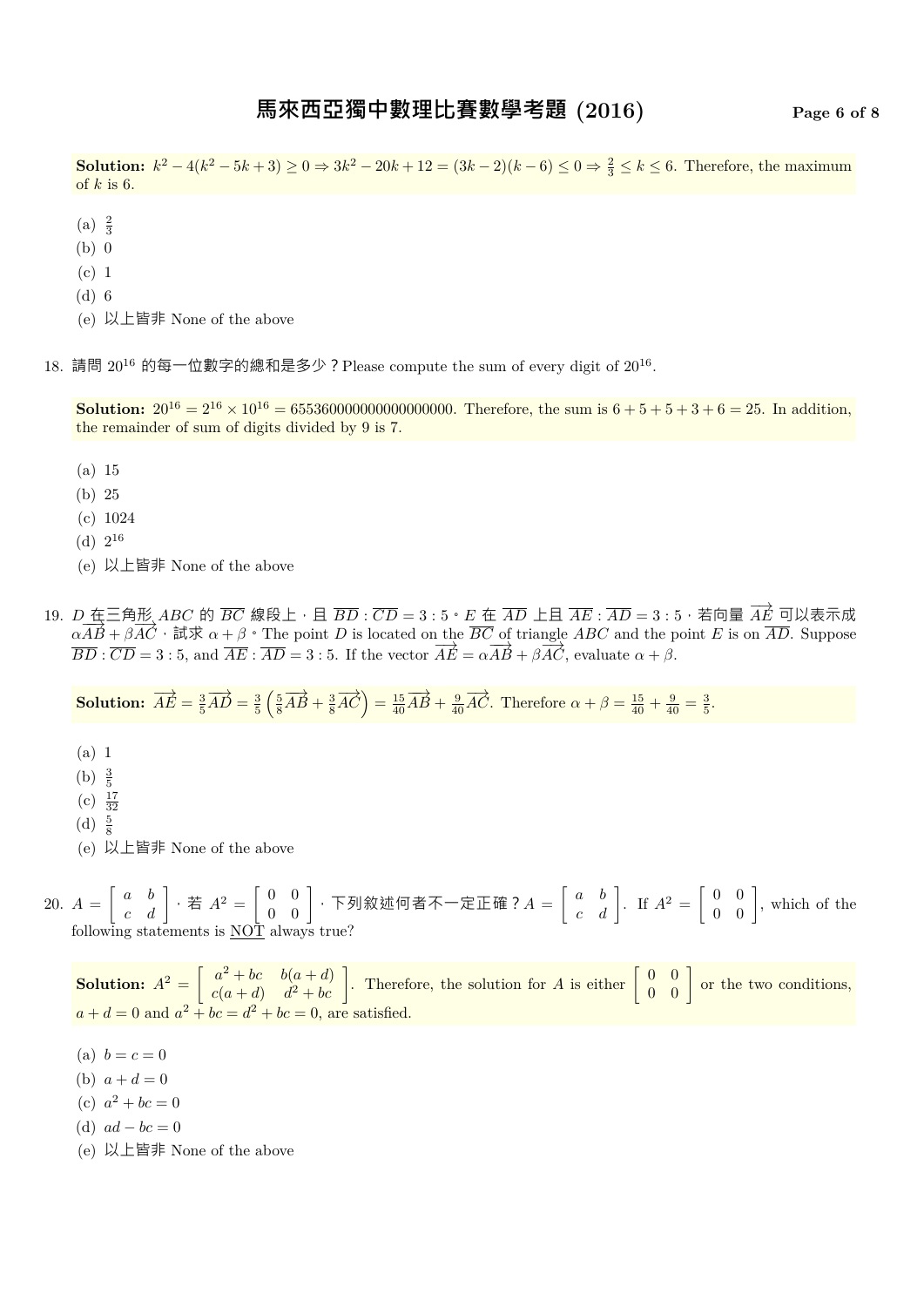**Solution:** $k^2 - 4(k^2 - 5k + 3) \geq 0 \Rightarrow 3k^2 - 20k + 12 = (3k-2)(k-6) \leq 0 \Rightarrow \frac{2}{3} \leq k \leq 6$. Therefore, the maximum of $k$ is 6.

(a) $\frac{2}{3}$
(b) 0
(c) 1
(d) 6
(e) 以上皆非 None of the above

18. 請問 $20^{16}$ 的每一位數字的總和是多少？Please compute the sum of every digit of $20^{16}$.

**Solution:** $20^{16} = 2^{16} \times 10^{16} = 655360000000000000000$. Therefore, the sum is $6+5+5+3+6 = 25$. In addition, the remainder of sum of digits divided by 9 is 7.

(a) 15
(b) 25
(c) 1024
(d) $2^{16}$
(e) 以上皆非 None of the above

19. $D$ 在三角形 $ABC$ 的 $\overline{BC}$ 線段上，且 $\overline{BD} : \overline{CD} = 3 : 5$。$E$ 在 $\overline{AD}$ 上且 $\overline{AE} : \overline{AD} = 3 : 5$，若向量 $\overrightarrow{AE}$ 可以表示成 $\alpha\overrightarrow{AB} + \beta\overrightarrow{AC}$，試求 $\alpha + \beta$。The point $D$ is located on the $\overline{BC}$ of triangle $ABC$ and the point $E$ is on $\overline{AD}$. Suppose $\overline{BD} : \overline{CD} = 3 : 5$, and $\overline{AE} : \overline{AD} = 3 : 5$. If the vector $\overrightarrow{AE} = \alpha\overrightarrow{AB} + \beta\overrightarrow{AC}$, evaluate $\alpha + \beta$.

**Solution:** $\overrightarrow{AE} = \frac{3}{5}\overrightarrow{AD} = \frac{3}{5}\left(\frac{5}{8}\overrightarrow{AB} + \frac{3}{8}\overrightarrow{AC}\right) = \frac{15}{40}\overrightarrow{AB} + \frac{9}{40}\overrightarrow{AC}$. Therefore $\alpha + \beta = \frac{15}{40} + \frac{9}{40} = \frac{3}{5}$.

(a) 1
(b) $\frac{3}{5}$
(c) $\frac{17}{32}$
(d) $\frac{5}{8}$
(e) 以上皆非 None of the above

20. $A = \begin{bmatrix} a & b \\ c & d \end{bmatrix}$，若 $A^2 = \begin{bmatrix} 0 & 0 \\ 0 & 0 \end{bmatrix}$，下列敘述何者不一定正確？$A = \begin{bmatrix} a & b \\ c & d \end{bmatrix}$. If $A^2 = \begin{bmatrix} 0 & 0 \\ 0 & 0 \end{bmatrix}$, which of the following statements is NOT always true?

**Solution:** $A^2 = \begin{bmatrix} a^2 + bc & b(a+d) \\ c(a+d) & d^2 + bc \end{bmatrix}$. Therefore, the solution for $A$ is either $\begin{bmatrix} 0 & 0 \\ 0 & 0 \end{bmatrix}$ or the two conditions, $a + d = 0$ and $a^2 + bc = d^2 + bc = 0$, are satisfied.

(a) $b = c = 0$
(b) $a + d = 0$
(c) $a^2 + bc = 0$
(d) $ad - bc = 0$
(e) 以上皆非 None of the above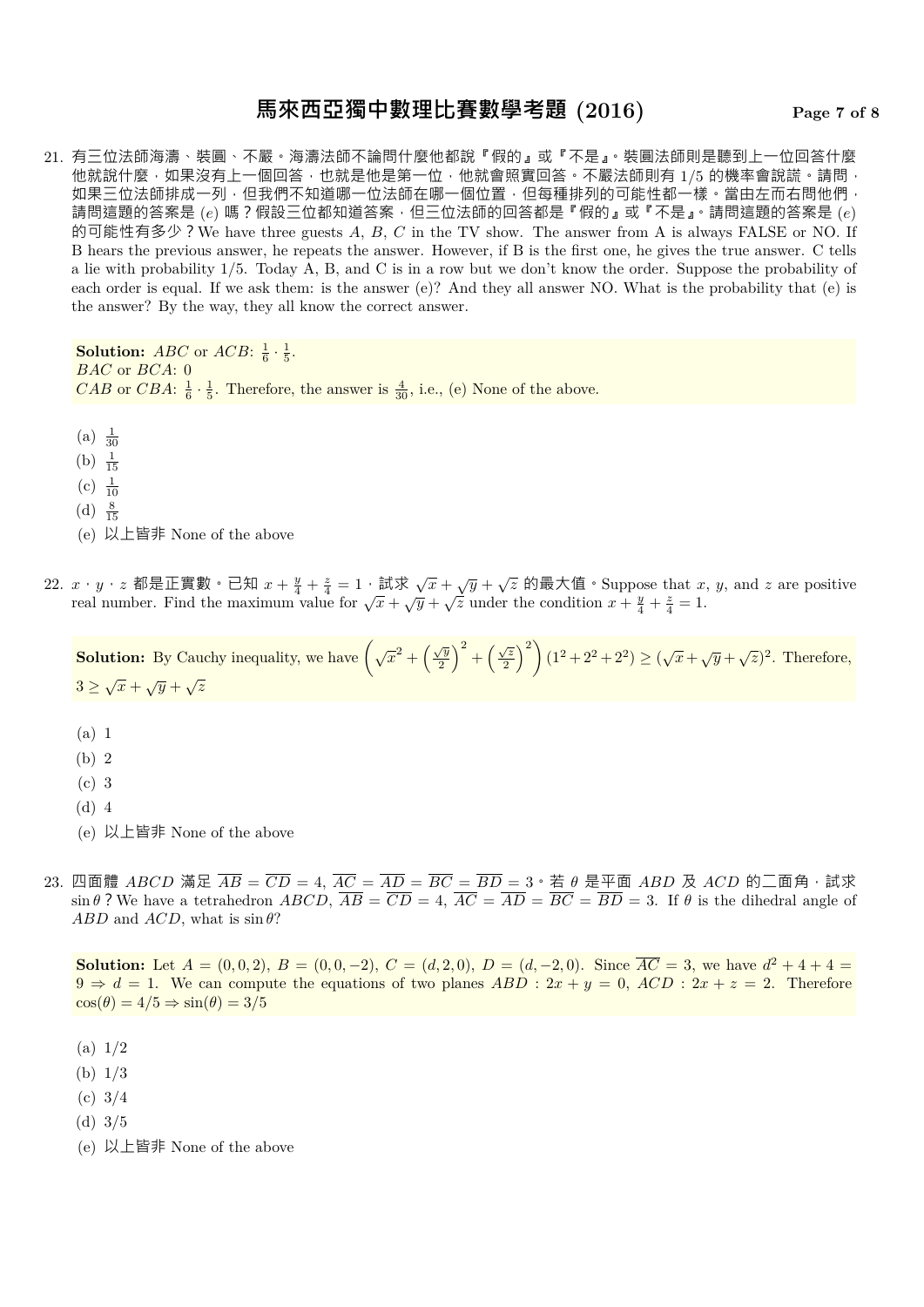21. 有三位法師海濤、裴圓、不嚴。海濤法師不論問什麼他都說『假的』或『不是』。裴圓法師則是聽到上一位回答什麼他就說什麼，如果沒有上一個回答，也就是他是第一位，他就會照實回答。不嚴法師則有 1/5 的機率會說謊。請問，如果三位法師排成一列，但我們不知道哪一位法師在哪一個位置，但每種排列的可能性都一樣。當由左而右問他們，請問這題的答案是 $(e)$ 嗎？假設三位都知道答案，但三位法師的回答都是『假的』或『不是』。請問這題的答案是 $(e)$ 的可能性有多少？We have three guests $A$, $B$, $C$ in the TV show. The answer from A is always FALSE or NO. If B hears the previous answer, he repeats the answer. However, if B is the first one, he gives the true answer. C tells a lie with probability 1/5. Today A, B, and C is in a row but we don't know the order. Suppose the probability of each order is equal. If we ask them: is the answer (e)? And they all answer NO. What is the probability that (e) is the answer? By the way, they all know the correct answer.

> **Solution:** $ABC$ or $ACB$: $\frac{1}{6} \cdot \frac{1}{5}$.
> $BAC$ or $BCA$: 0
> $CAB$ or $CBA$: $\frac{1}{6} \cdot \frac{1}{5}$. Therefore, the answer is $\frac{4}{30}$, i.e., (e) None of the above.

(a) $\frac{1}{30}$
(b) $\frac{1}{15}$
(c) $\frac{1}{10}$
(d) $\frac{8}{15}$
(e) 以上皆非 None of the above

22. $x$、$y$、$z$ 都是正實數。已知 $x + \frac{y}{4} + \frac{z}{4} = 1$，試求 $\sqrt{x} + \sqrt{y} + \sqrt{z}$ 的最大值。Suppose that $x$, $y$, and $z$ are positive real number. Find the maximum value for $\sqrt{x} + \sqrt{y} + \sqrt{z}$ under the condition $x + \frac{y}{4} + \frac{z}{4} = 1$.

> **Solution:** By Cauchy inequality, we have $\left(\sqrt{x}^2 + \left(\frac{\sqrt{y}}{2}\right)^2 + \left(\frac{\sqrt{z}}{2}\right)^2\right)(1^2 + 2^2 + 2^2) \geq (\sqrt{x} + \sqrt{y} + \sqrt{z})^2$. Therefore, $3 \geq \sqrt{x} + \sqrt{y} + \sqrt{z}$

(a) 1
(b) 2
(c) 3
(d) 4
(e) 以上皆非 None of the above

23. 四面體 $ABCD$ 滿足 $\overline{AB} = \overline{CD} = 4$, $\overline{AC} = \overline{AD} = \overline{BC} = \overline{BD} = 3$。若 $\theta$ 是平面 $ABD$ 及 $ACD$ 的二面角，試求 $\sin\theta$？We have a tetrahedron $ABCD$, $\overline{AB} = \overline{CD} = 4$, $\overline{AC} = \overline{AD} = \overline{BC} = \overline{BD} = 3$. If $\theta$ is the dihedral angle of $ABD$ and $ACD$, what is $\sin\theta$?

> **Solution:** Let $A = (0, 0, 2)$, $B = (0, 0, -2)$, $C = (d, 2, 0)$, $D = (d, -2, 0)$. Since $\overline{AC} = 3$, we have $d^2 + 4 + 4 = 9 \Rightarrow d = 1$. We can compute the equations of two planes $ABD : 2x + y = 0$, $ACD : 2x + z = 2$. Therefore $\cos(\theta) = 4/5 \Rightarrow \sin(\theta) = 3/5$

(a) 1/2
(b) 1/3
(c) 3/4
(d) 3/5
(e) 以上皆非 None of the above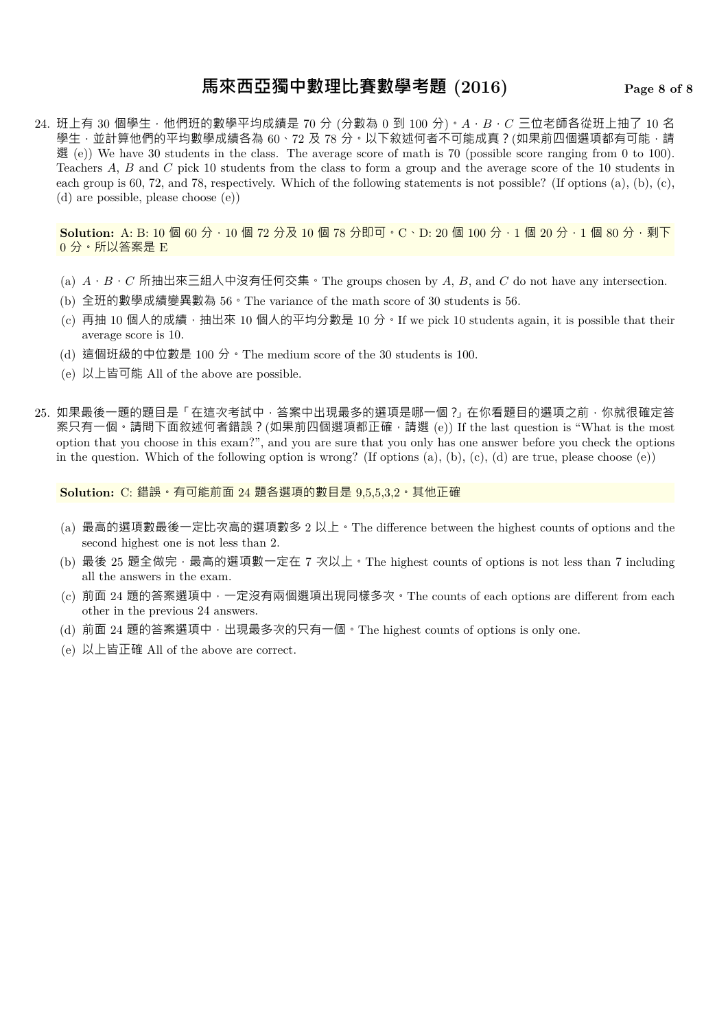24. 班上有 30 個學生，他們班的數學平均成績是 70 分 (分數為 0 到 100 分)。$A$、$B$、$C$ 三位老師各從班上抽了 10 名學生，並計算他們的平均數學成績各為 60、72 及 78 分。以下敘述何者不可能成真？(如果前四個選項都有可能，請選 (e)) We have 30 students in the class. The average score of math is 70 (possible score ranging from 0 to 100). Teachers $A$, $B$ and $C$ pick 10 students from the class to form a group and the average score of the 10 students in each group is 60, 72, and 78, respectively. Which of the following statements is not possible? (If options (a), (b), (c), (d) are possible, please choose (e))

**Solution:** A: B: 10 個 60 分，10 個 72 分及 10 個 78 分即可。C、D: 20 個 100 分，1 個 20 分，1 個 80 分，剩下 0 分。所以答案是 E

(a) $A$、$B$、$C$ 所抽出來三組人中沒有任何交集。The groups chosen by $A$, $B$, and $C$ do not have any intersection.

(b) 全班的數學成績變異數為 56。The variance of the math score of 30 students is 56.

(c) 再抽 10 個人的成績，抽出來 10 個人的平均分數是 10 分。If we pick 10 students again, it is possible that their average score is 10.

(d) 這個班級的中位數是 100 分。The medium score of the 30 students is 100.

(e) 以上皆可能 All of the above are possible.

25. 如果最後一題的題目是「在這次考試中，答案中出現最多的選項是哪一個？」在你看題目的選項之前，你就很確定答案只有一個。請問下面敘述何者錯誤？(如果前四個選項都正確，請選 (e)) If the last question is "What is the most option that you choose in this exam?", and you are sure that you only has one answer before you check the options in the question. Which of the following option is wrong? (If options (a), (b), (c), (d) are true, please choose (e))

**Solution:** C: 錯誤。有可能前面 24 題各選項的數目是 9,5,5,3,2。其他正確

(a) 最高的選項數最後一定比次高的選項數多 2 以上。The difference between the highest counts of options and the second highest one is not less than 2.

(b) 最後 25 題全做完，最高的選項數一定在 7 次以上。The highest counts of options is not less than 7 including all the answers in the exam.

(c) 前面 24 題的答案選項中，一定沒有兩個選項出現同樣多次。The counts of each options are different from each other in the previous 24 answers.

(d) 前面 24 題的答案選項中，出現最多次的只有一個。The highest counts of options is only one.

(e) 以上皆正確 All of the above are correct.